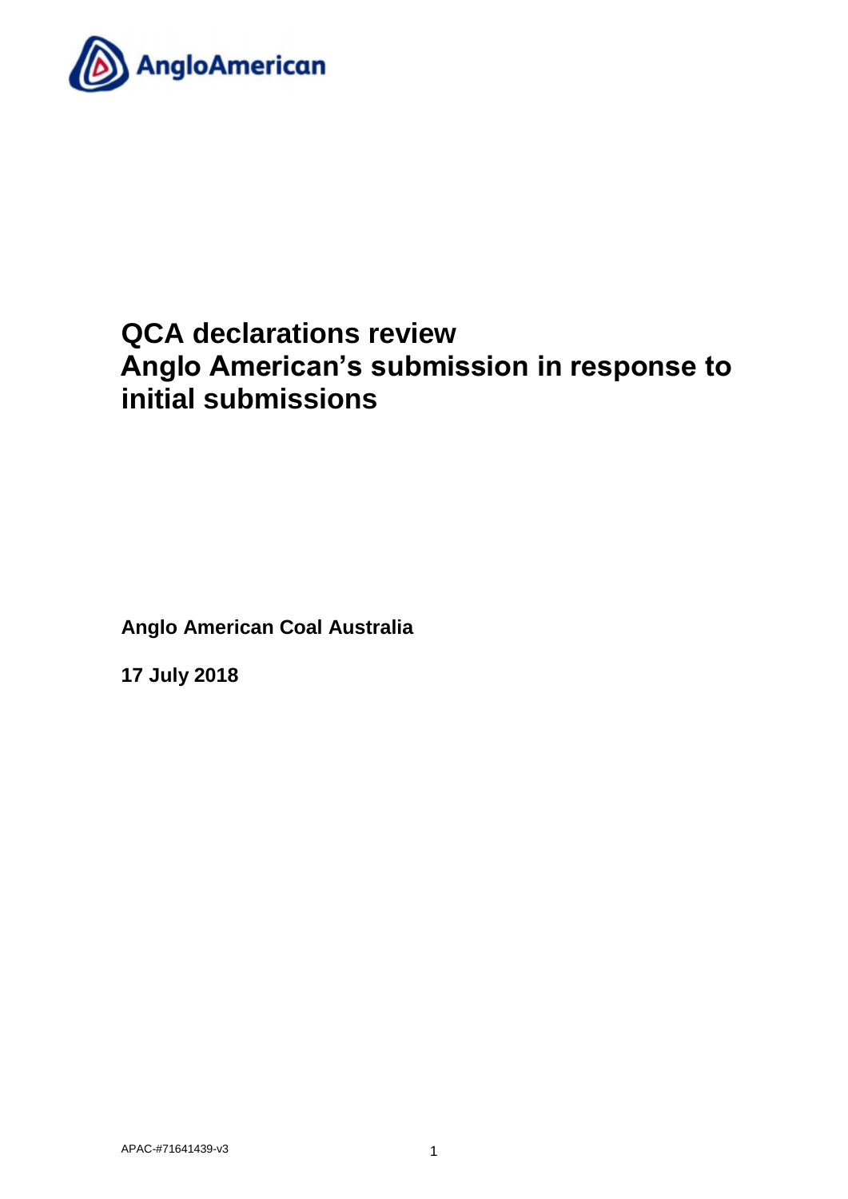AngloAmerican

# QCA declarations review
# Anglo American's submission in response to initial submissions

**Anglo American Coal Australia**

**17 July 2018**

APAC-#71641439-v3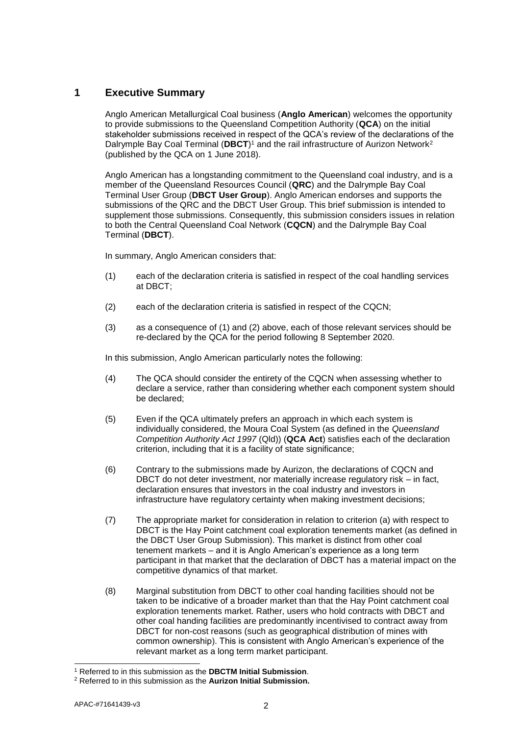# 1 Executive Summary

Anglo American Metallurgical Coal business (**Anglo American**) welcomes the opportunity to provide submissions to the Queensland Competition Authority (**QCA**) on the initial stakeholder submissions received in respect of the QCA's review of the declarations of the Dalrymple Bay Coal Terminal (**DBCT**)[1] and the rail infrastructure of Aurizon Network[2] (published by the QCA on 1 June 2018).

Anglo American has a longstanding commitment to the Queensland coal industry, and is a member of the Queensland Resources Council (**QRC**) and the Dalrymple Bay Coal Terminal User Group (**DBCT User Group**). Anglo American endorses and supports the submissions of the QRC and the DBCT User Group. This brief submission is intended to supplement those submissions. Consequently, this submission considers issues in relation to both the Central Queensland Coal Network (**CQCN**) and the Dalrymple Bay Coal Terminal (**DBCT**).

In summary, Anglo American considers that:

(1) each of the declaration criteria is satisfied in respect of the coal handling services at DBCT;

(2) each of the declaration criteria is satisfied in respect of the CQCN;

(3) as a consequence of (1) and (2) above, each of those relevant services should be re-declared by the QCA for the period following 8 September 2020.

In this submission, Anglo American particularly notes the following:

(4) The QCA should consider the entirety of the CQCN when assessing whether to declare a service, rather than considering whether each component system should be declared;

(5) Even if the QCA ultimately prefers an approach in which each system is individually considered, the Moura Coal System (as defined in the *Queensland Competition Authority Act 1997* (Qld)) (**QCA Act**) satisfies each of the declaration criterion, including that it is a facility of state significance;

(6) Contrary to the submissions made by Aurizon, the declarations of CQCN and DBCT do not deter investment, nor materially increase regulatory risk – in fact, declaration ensures that investors in the coal industry and investors in infrastructure have regulatory certainty when making investment decisions;

(7) The appropriate market for consideration in relation to criterion (a) with respect to DBCT is the Hay Point catchment coal exploration tenements market (as defined in the DBCT User Group Submission). This market is distinct from other coal tenement markets – and it is Anglo American's experience as a long term participant in that market that the declaration of DBCT has a material impact on the competitive dynamics of that market.

(8) Marginal substitution from DBCT to other coal handing facilities should not be taken to be indicative of a broader market than that the Hay Point catchment coal exploration tenements market. Rather, users who hold contracts with DBCT and other coal handing facilities are predominantly incentivised to contract away from DBCT for non-cost reasons (such as geographical distribution of mines with common ownership). This is consistent with Anglo American's experience of the relevant market as a long term market participant.

[1] Referred to in this submission as the **DBCTM Initial Submission**.

[2] Referred to in this submission as the **Aurizon Initial Submission.**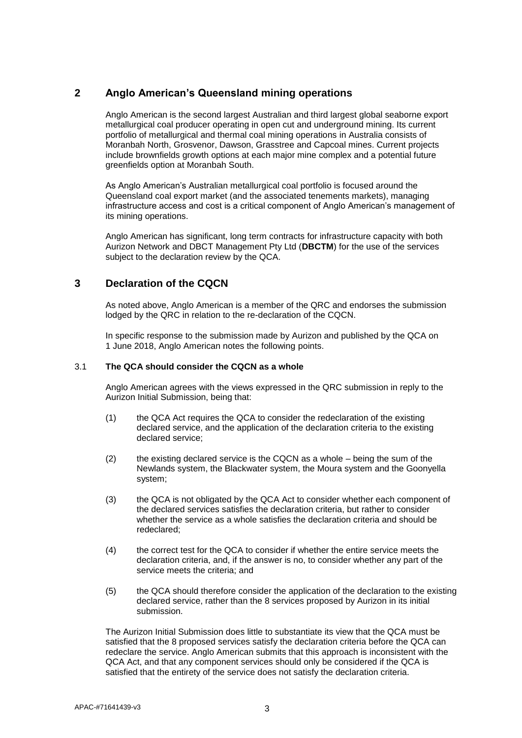## 2 Anglo American's Queensland mining operations

Anglo American is the second largest Australian and third largest global seaborne export metallurgical coal producer operating in open cut and underground mining. Its current portfolio of metallurgical and thermal coal mining operations in Australia consists of Moranbah North, Grosvenor, Dawson, Grasstree and Capcoal mines. Current projects include brownfields growth options at each major mine complex and a potential future greenfields option at Moranbah South.

As Anglo American's Australian metallurgical coal portfolio is focused around the Queensland coal export market (and the associated tenements markets), managing infrastructure access and cost is a critical component of Anglo American's management of its mining operations.

Anglo American has significant, long term contracts for infrastructure capacity with both Aurizon Network and DBCT Management Pty Ltd (**DBCTM**) for the use of the services subject to the declaration review by the QCA.

## 3 Declaration of the CQCN

As noted above, Anglo American is a member of the QRC and endorses the submission lodged by the QRC in relation to the re-declaration of the CQCN.

In specific response to the submission made by Aurizon and published by the QCA on 1 June 2018, Anglo American notes the following points.

### 3.1 The QCA should consider the CQCN as a whole

Anglo American agrees with the views expressed in the QRC submission in reply to the Aurizon Initial Submission, being that:

(1) the QCA Act requires the QCA to consider the redeclaration of the existing declared service, and the application of the declaration criteria to the existing declared service;

(2) the existing declared service is the CQCN as a whole – being the sum of the Newlands system, the Blackwater system, the Moura system and the Goonyella system;

(3) the QCA is not obligated by the QCA Act to consider whether each component of the declared services satisfies the declaration criteria, but rather to consider whether the service as a whole satisfies the declaration criteria and should be redeclared;

(4) the correct test for the QCA to consider if whether the entire service meets the declaration criteria, and, if the answer is no, to consider whether any part of the service meets the criteria; and

(5) the QCA should therefore consider the application of the declaration to the existing declared service, rather than the 8 services proposed by Aurizon in its initial submission.

The Aurizon Initial Submission does little to substantiate its view that the QCA must be satisfied that the 8 proposed services satisfy the declaration criteria before the QCA can redeclare the service. Anglo American submits that this approach is inconsistent with the QCA Act, and that any component services should only be considered if the QCA is satisfied that the entirety of the service does not satisfy the declaration criteria.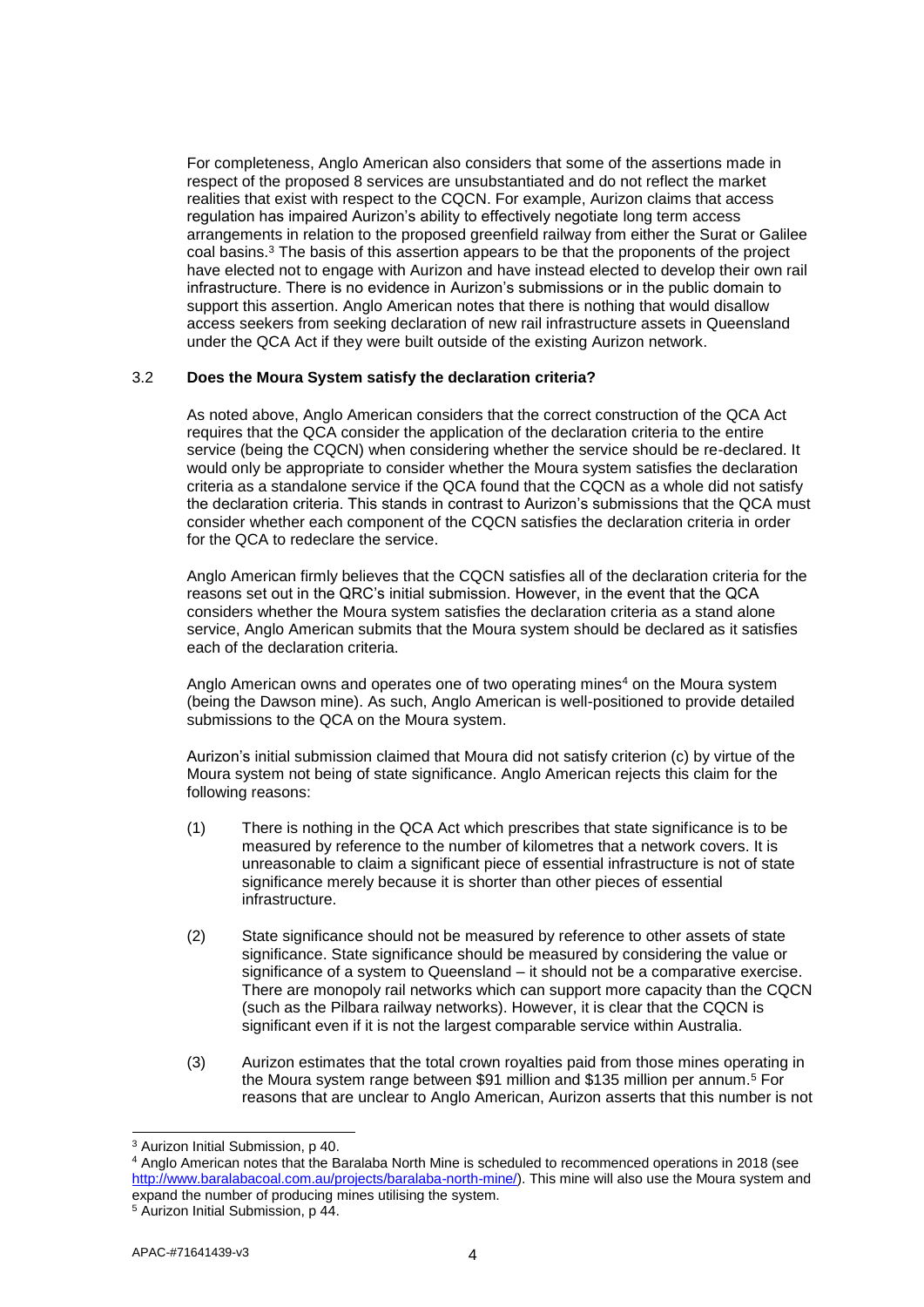For completeness, Anglo American also considers that some of the assertions made in respect of the proposed 8 services are unsubstantiated and do not reflect the market realities that exist with respect to the CQCN. For example, Aurizon claims that access regulation has impaired Aurizon's ability to effectively negotiate long term access arrangements in relation to the proposed greenfield railway from either the Surat or Galilee coal basins.[3] The basis of this assertion appears to be that the proponents of the project have elected not to engage with Aurizon and have instead elected to develop their own rail infrastructure. There is no evidence in Aurizon's submissions or in the public domain to support this assertion. Anglo American notes that there is nothing that would disallow access seekers from seeking declaration of new rail infrastructure assets in Queensland under the QCA Act if they were built outside of the existing Aurizon network.

### 3.2 Does the Moura System satisfy the declaration criteria?

As noted above, Anglo American considers that the correct construction of the QCA Act requires that the QCA consider the application of the declaration criteria to the entire service (being the CQCN) when considering whether the service should be re-declared. It would only be appropriate to consider whether the Moura system satisfies the declaration criteria as a standalone service if the QCA found that the CQCN as a whole did not satisfy the declaration criteria. This stands in contrast to Aurizon's submissions that the QCA must consider whether each component of the CQCN satisfies the declaration criteria in order for the QCA to redeclare the service.

Anglo American firmly believes that the CQCN satisfies all of the declaration criteria for the reasons set out in the QRC's initial submission. However, in the event that the QCA considers whether the Moura system satisfies the declaration criteria as a stand alone service, Anglo American submits that the Moura system should be declared as it satisfies each of the declaration criteria.

Anglo American owns and operates one of two operating mines[4] on the Moura system (being the Dawson mine). As such, Anglo American is well-positioned to provide detailed submissions to the QCA on the Moura system.

Aurizon's initial submission claimed that Moura did not satisfy criterion (c) by virtue of the Moura system not being of state significance. Anglo American rejects this claim for the following reasons:

(1) There is nothing in the QCA Act which prescribes that state significance is to be measured by reference to the number of kilometres that a network covers. It is unreasonable to claim a significant piece of essential infrastructure is not of state significance merely because it is shorter than other pieces of essential infrastructure.

(2) State significance should not be measured by reference to other assets of state significance. State significance should be measured by considering the value or significance of a system to Queensland – it should not be a comparative exercise. There are monopoly rail networks which can support more capacity than the CQCN (such as the Pilbara railway networks). However, it is clear that the CQCN is significant even if it is not the largest comparable service within Australia.

(3) Aurizon estimates that the total crown royalties paid from those mines operating in the Moura system range between $91 million and $135 million per annum.[5] For reasons that are unclear to Anglo American, Aurizon asserts that this number is not

---

[3] Aurizon Initial Submission, p 40.

[4] Anglo American notes that the Baralaba North Mine is scheduled to recommenced operations in 2018 (see http://www.baralabacoal.com.au/projects/baralaba-north-mine/). This mine will also use the Moura system and expand the number of producing mines utilising the system.

[5] Aurizon Initial Submission, p 44.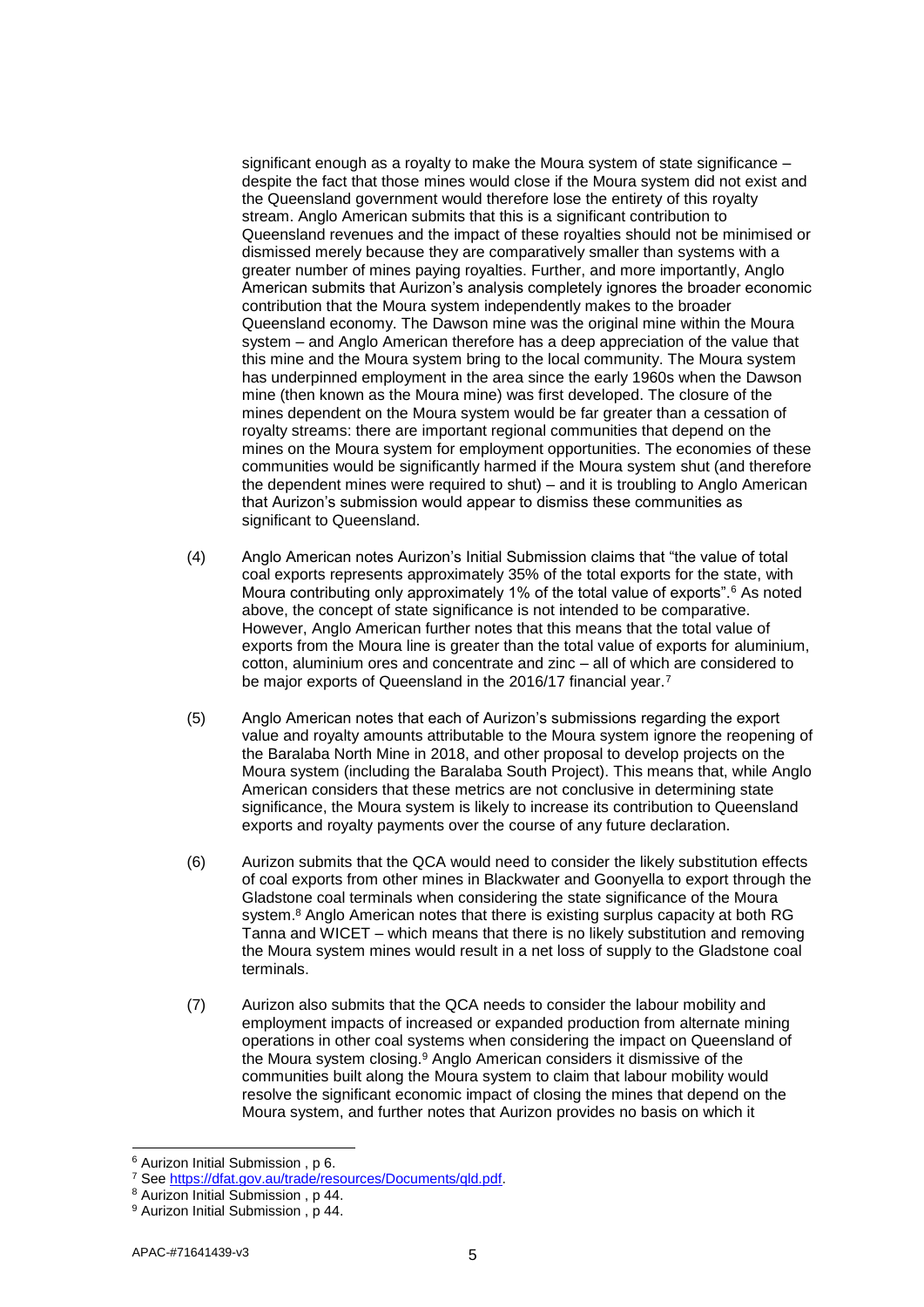significant enough as a royalty to make the Moura system of state significance – despite the fact that those mines would close if the Moura system did not exist and the Queensland government would therefore lose the entirety of this royalty stream. Anglo American submits that this is a significant contribution to Queensland revenues and the impact of these royalties should not be minimised or dismissed merely because they are comparatively smaller than systems with a greater number of mines paying royalties. Further, and more importantly, Anglo American submits that Aurizon's analysis completely ignores the broader economic contribution that the Moura system independently makes to the broader Queensland economy. The Dawson mine was the original mine within the Moura system – and Anglo American therefore has a deep appreciation of the value that this mine and the Moura system bring to the local community. The Moura system has underpinned employment in the area since the early 1960s when the Dawson mine (then known as the Moura mine) was first developed. The closure of the mines dependent on the Moura system would be far greater than a cessation of royalty streams: there are important regional communities that depend on the mines on the Moura system for employment opportunities. The economies of these communities would be significantly harmed if the Moura system shut (and therefore the dependent mines were required to shut) – and it is troubling to Anglo American that Aurizon's submission would appear to dismiss these communities as significant to Queensland.

(4) Anglo American notes Aurizon's Initial Submission claims that "the value of total coal exports represents approximately 35% of the total exports for the state, with Moura contributing only approximately 1% of the total value of exports".[6] As noted above, the concept of state significance is not intended to be comparative. However, Anglo American further notes that this means that the total value of exports from the Moura line is greater than the total value of exports for aluminium, cotton, aluminium ores and concentrate and zinc – all of which are considered to be major exports of Queensland in the 2016/17 financial year.[7]

(5) Anglo American notes that each of Aurizon's submissions regarding the export value and royalty amounts attributable to the Moura system ignore the reopening of the Baralaba North Mine in 2018, and other proposal to develop projects on the Moura system (including the Baralaba South Project). This means that, while Anglo American considers that these metrics are not conclusive in determining state significance, the Moura system is likely to increase its contribution to Queensland exports and royalty payments over the course of any future declaration.

(6) Aurizon submits that the QCA would need to consider the likely substitution effects of coal exports from other mines in Blackwater and Goonyella to export through the Gladstone coal terminals when considering the state significance of the Moura system.[8] Anglo American notes that there is existing surplus capacity at both RG Tanna and WICET – which means that there is no likely substitution and removing the Moura system mines would result in a net loss of supply to the Gladstone coal terminals.

(7) Aurizon also submits that the QCA needs to consider the labour mobility and employment impacts of increased or expanded production from alternate mining operations in other coal systems when considering the impact on Queensland of the Moura system closing.[9] Anglo American considers it dismissive of the communities built along the Moura system to claim that labour mobility would resolve the significant economic impact of closing the mines that depend on the Moura system, and further notes that Aurizon provides no basis on which it

---

[6] Aurizon Initial Submission , p 6.

[7] See https://dfat.gov.au/trade/resources/Documents/qld.pdf.

[8] Aurizon Initial Submission , p 44.

[9] Aurizon Initial Submission , p 44.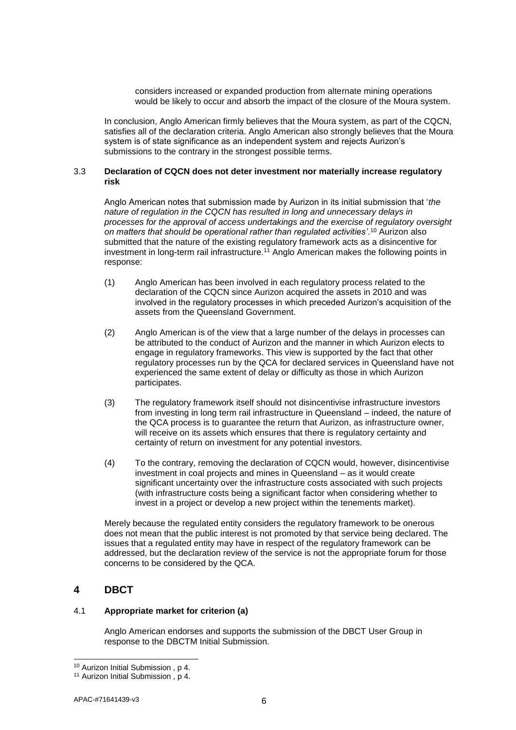considers increased or expanded production from alternate mining operations would be likely to occur and absorb the impact of the closure of the Moura system.

In conclusion, Anglo American firmly believes that the Moura system, as part of the CQCN, satisfies all of the declaration criteria. Anglo American also strongly believes that the Moura system is of state significance as an independent system and rejects Aurizon's submissions to the contrary in the strongest possible terms.

### 3.3 Declaration of CQCN does not deter investment nor materially increase regulatory risk

Anglo American notes that submission made by Aurizon in its initial submission that '*the nature of regulation in the CQCN has resulted in long and unnecessary delays in processes for the approval of access undertakings and the exercise of regulatory oversight on matters that should be operational rather than regulated activities*'.[10] Aurizon also submitted that the nature of the existing regulatory framework acts as a disincentive for investment in long-term rail infrastructure.[11] Anglo American makes the following points in response:

(1) Anglo American has been involved in each regulatory process related to the declaration of the CQCN since Aurizon acquired the assets in 2010 and was involved in the regulatory processes in which preceded Aurizon's acquisition of the assets from the Queensland Government.

(2) Anglo American is of the view that a large number of the delays in processes can be attributed to the conduct of Aurizon and the manner in which Aurizon elects to engage in regulatory frameworks. This view is supported by the fact that other regulatory processes run by the QCA for declared services in Queensland have not experienced the same extent of delay or difficulty as those in which Aurizon participates.

(3) The regulatory framework itself should not disincentivise infrastructure investors from investing in long term rail infrastructure in Queensland – indeed, the nature of the QCA process is to guarantee the return that Aurizon, as infrastructure owner, will receive on its assets which ensures that there is regulatory certainty and certainty of return on investment for any potential investors.

(4) To the contrary, removing the declaration of CQCN would, however, disincentivise investment in coal projects and mines in Queensland – as it would create significant uncertainty over the infrastructure costs associated with such projects (with infrastructure costs being a significant factor when considering whether to invest in a project or develop a new project within the tenements market).

Merely because the regulated entity considers the regulatory framework to be onerous does not mean that the public interest is not promoted by that service being declared. The issues that a regulated entity may have in respect of the regulatory framework can be addressed, but the declaration review of the service is not the appropriate forum for those concerns to be considered by the QCA.

## 4 DBCT

### 4.1 Appropriate market for criterion (a)

Anglo American endorses and supports the submission of the DBCT User Group in response to the DBCTM Initial Submission.

---

[10] Aurizon Initial Submission , p 4.

[11] Aurizon Initial Submission , p 4.

APAC-#71641439-v3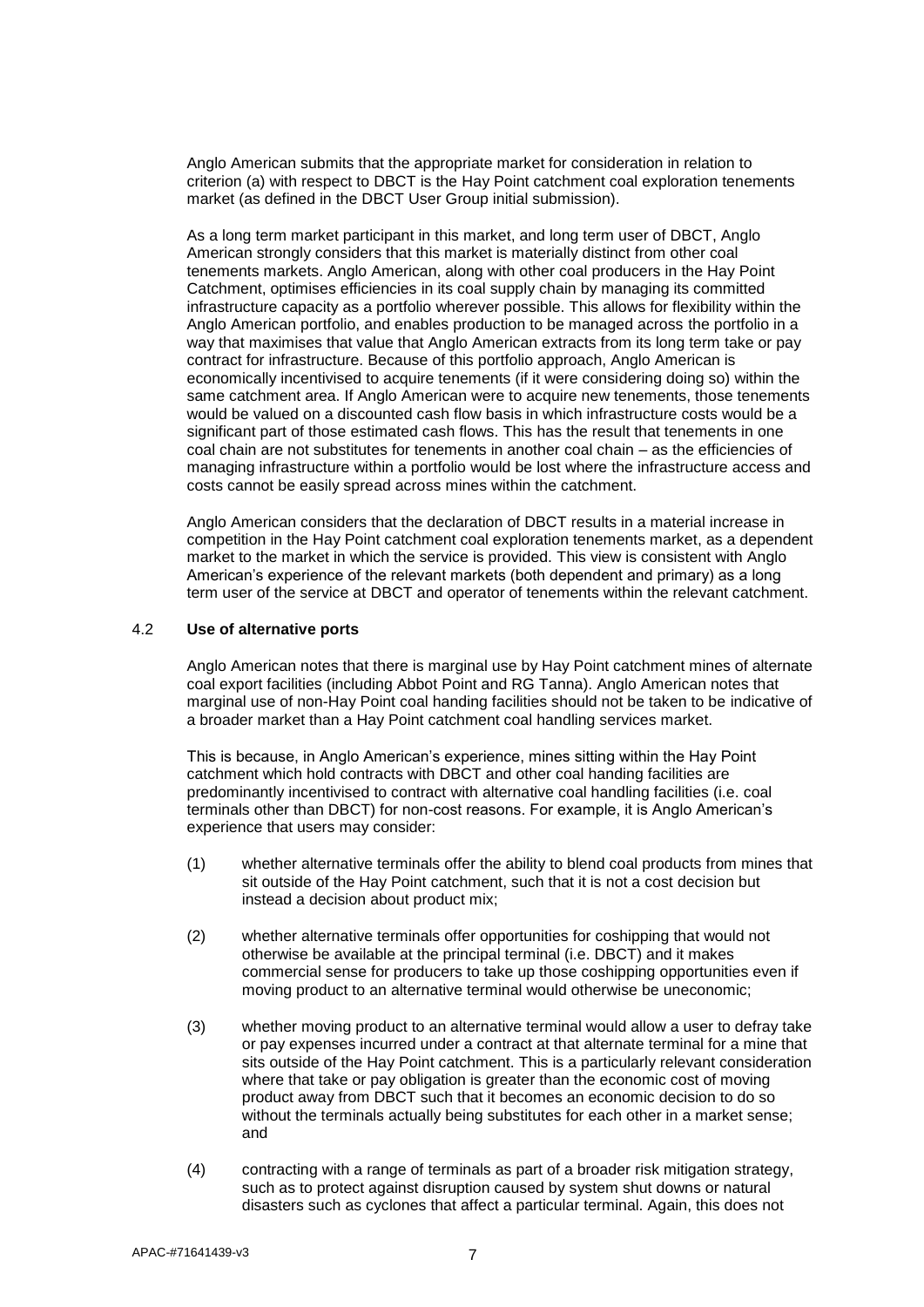Anglo American submits that the appropriate market for consideration in relation to criterion (a) with respect to DBCT is the Hay Point catchment coal exploration tenements market (as defined in the DBCT User Group initial submission).

As a long term market participant in this market, and long term user of DBCT, Anglo American strongly considers that this market is materially distinct from other coal tenements markets. Anglo American, along with other coal producers in the Hay Point Catchment, optimises efficiencies in its coal supply chain by managing its committed infrastructure capacity as a portfolio wherever possible. This allows for flexibility within the Anglo American portfolio, and enables production to be managed across the portfolio in a way that maximises that value that Anglo American extracts from its long term take or pay contract for infrastructure. Because of this portfolio approach, Anglo American is economically incentivised to acquire tenements (if it were considering doing so) within the same catchment area. If Anglo American were to acquire new tenements, those tenements would be valued on a discounted cash flow basis in which infrastructure costs would be a significant part of those estimated cash flows. This has the result that tenements in one coal chain are not substitutes for tenements in another coal chain – as the efficiencies of managing infrastructure within a portfolio would be lost where the infrastructure access and costs cannot be easily spread across mines within the catchment.

Anglo American considers that the declaration of DBCT results in a material increase in competition in the Hay Point catchment coal exploration tenements market, as a dependent market to the market in which the service is provided. This view is consistent with Anglo American's experience of the relevant markets (both dependent and primary) as a long term user of the service at DBCT and operator of tenements within the relevant catchment.

### 4.2 **Use of alternative ports**

Anglo American notes that there is marginal use by Hay Point catchment mines of alternate coal export facilities (including Abbot Point and RG Tanna). Anglo American notes that marginal use of non-Hay Point coal handing facilities should not be taken to be indicative of a broader market than a Hay Point catchment coal handling services market.

This is because, in Anglo American's experience, mines sitting within the Hay Point catchment which hold contracts with DBCT and other coal handing facilities are predominantly incentivised to contract with alternative coal handling facilities (i.e. coal terminals other than DBCT) for non-cost reasons. For example, it is Anglo American's experience that users may consider:

(1) whether alternative terminals offer the ability to blend coal products from mines that sit outside of the Hay Point catchment, such that it is not a cost decision but instead a decision about product mix;

(2) whether alternative terminals offer opportunities for coshipping that would not otherwise be available at the principal terminal (i.e. DBCT) and it makes commercial sense for producers to take up those coshipping opportunities even if moving product to an alternative terminal would otherwise be uneconomic;

(3) whether moving product to an alternative terminal would allow a user to defray take or pay expenses incurred under a contract at that alternate terminal for a mine that sits outside of the Hay Point catchment. This is a particularly relevant consideration where that take or pay obligation is greater than the economic cost of moving product away from DBCT such that it becomes an economic decision to do so without the terminals actually being substitutes for each other in a market sense; and

(4) contracting with a range of terminals as part of a broader risk mitigation strategy, such as to protect against disruption caused by system shut downs or natural disasters such as cyclones that affect a particular terminal. Again, this does not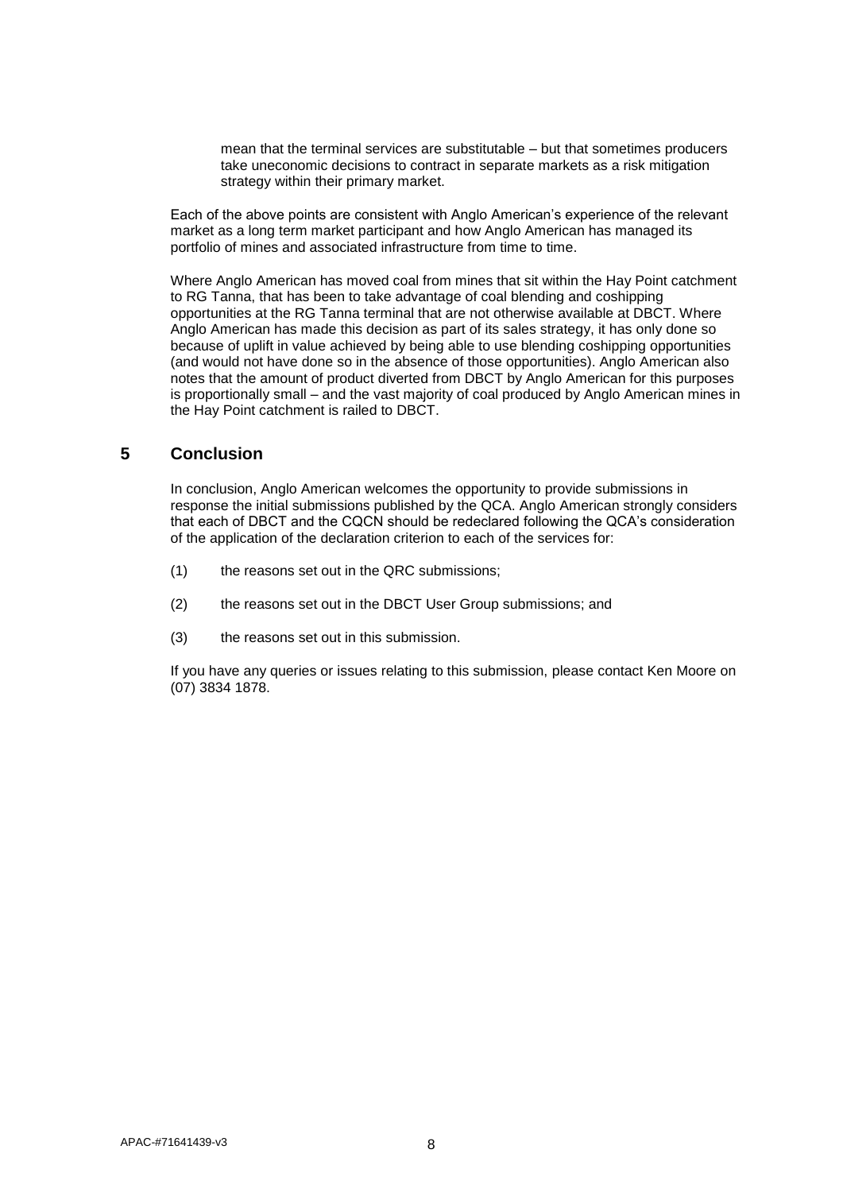mean that the terminal services are substitutable – but that sometimes producers take uneconomic decisions to contract in separate markets as a risk mitigation strategy within their primary market.

Each of the above points are consistent with Anglo American's experience of the relevant market as a long term market participant and how Anglo American has managed its portfolio of mines and associated infrastructure from time to time.

Where Anglo American has moved coal from mines that sit within the Hay Point catchment to RG Tanna, that has been to take advantage of coal blending and coshipping opportunities at the RG Tanna terminal that are not otherwise available at DBCT. Where Anglo American has made this decision as part of its sales strategy, it has only done so because of uplift in value achieved by being able to use blending coshipping opportunities (and would not have done so in the absence of those opportunities). Anglo American also notes that the amount of product diverted from DBCT by Anglo American for this purposes is proportionally small – and the vast majority of coal produced by Anglo American mines in the Hay Point catchment is railed to DBCT.

## 5 Conclusion

In conclusion, Anglo American welcomes the opportunity to provide submissions in response the initial submissions published by the QCA. Anglo American strongly considers that each of DBCT and the CQCN should be redeclared following the QCA's consideration of the application of the declaration criterion to each of the services for:

(1) the reasons set out in the QRC submissions;

(2) the reasons set out in the DBCT User Group submissions; and

(3) the reasons set out in this submission.

If you have any queries or issues relating to this submission, please contact Ken Moore on (07) 3834 1878.